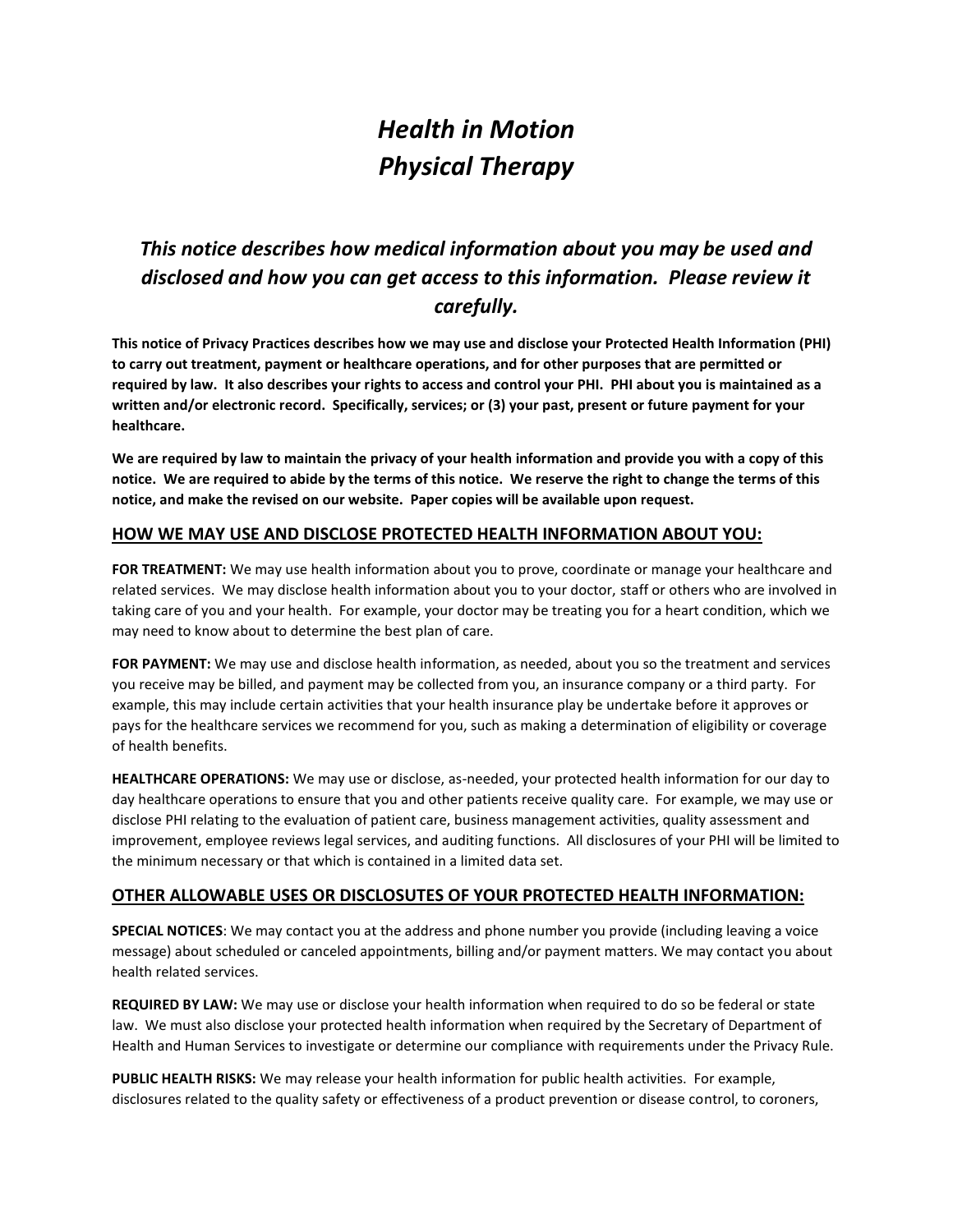# *Health in Motion*
# *Physical Therapy*

## *This notice describes how medical information about you may be used and disclosed and how you can get access to this information. Please review it carefully.*

**This notice of Privacy Practices describes how we may use and disclose your Protected Health Information (PHI) to carry out treatment, payment or healthcare operations, and for other purposes that are permitted or required by law. It also describes your rights to access and control your PHI. PHI about you is maintained as a written and/or electronic record. Specifically, services; or (3) your past, present or future payment for your healthcare.**

**We are required by law to maintain the privacy of your health information and provide you with a copy of this notice. We are required to abide by the terms of this notice. We reserve the right to change the terms of this notice, and make the revised on our website. Paper copies will be available upon request.**

### HOW WE MAY USE AND DISCLOSE PROTECTED HEALTH INFORMATION ABOUT YOU:

**FOR TREATMENT:** We may use health information about you to prove, coordinate or manage your healthcare and related services. We may disclose health information about you to your doctor, staff or others who are involved in taking care of you and your health. For example, your doctor may be treating you for a heart condition, which we may need to know about to determine the best plan of care.

**FOR PAYMENT:** We may use and disclose health information, as needed, about you so the treatment and services you receive may be billed, and payment may be collected from you, an insurance company or a third party. For example, this may include certain activities that your health insurance play be undertake before it approves or pays for the healthcare services we recommend for you, such as making a determination of eligibility or coverage of health benefits.

**HEALTHCARE OPERATIONS:** We may use or disclose, as-needed, your protected health information for our day to day healthcare operations to ensure that you and other patients receive quality care. For example, we may use or disclose PHI relating to the evaluation of patient care, business management activities, quality assessment and improvement, employee reviews legal services, and auditing functions. All disclosures of your PHI will be limited to the minimum necessary or that which is contained in a limited data set.

### OTHER ALLOWABLE USES OR DISCLOSUTES OF YOUR PROTECTED HEALTH INFORMATION:

**SPECIAL NOTICES**: We may contact you at the address and phone number you provide (including leaving a voice message) about scheduled or canceled appointments, billing and/or payment matters. We may contact you about health related services.

**REQUIRED BY LAW:** We may use or disclose your health information when required to do so be federal or state law. We must also disclose your protected health information when required by the Secretary of Department of Health and Human Services to investigate or determine our compliance with requirements under the Privacy Rule.

**PUBLIC HEALTH RISKS:** We may release your health information for public health activities. For example, disclosures related to the quality safety or effectiveness of a product prevention or disease control, to coroners,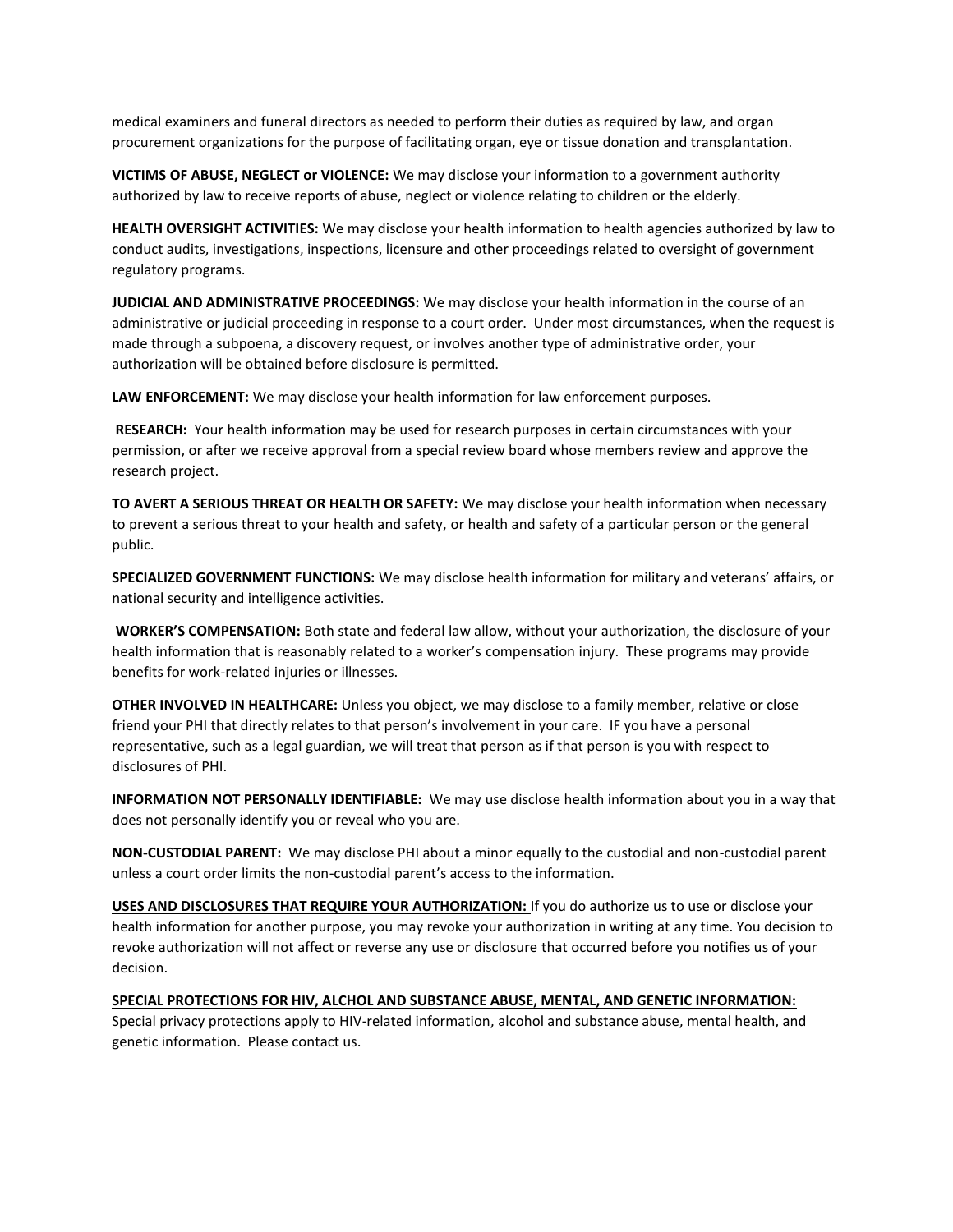medical examiners and funeral directors as needed to perform their duties as required by law, and organ procurement organizations for the purpose of facilitating organ, eye or tissue donation and transplantation.

**VICTIMS OF ABUSE, NEGLECT or VIOLENCE:** We may disclose your information to a government authority authorized by law to receive reports of abuse, neglect or violence relating to children or the elderly.

**HEALTH OVERSIGHT ACTIVITIES:** We may disclose your health information to health agencies authorized by law to conduct audits, investigations, inspections, licensure and other proceedings related to oversight of government regulatory programs.

**JUDICIAL AND ADMINISTRATIVE PROCEEDINGS:** We may disclose your health information in the course of an administrative or judicial proceeding in response to a court order. Under most circumstances, when the request is made through a subpoena, a discovery request, or involves another type of administrative order, your authorization will be obtained before disclosure is permitted.

**LAW ENFORCEMENT:** We may disclose your health information for law enforcement purposes.

**RESEARCH:** Your health information may be used for research purposes in certain circumstances with your permission, or after we receive approval from a special review board whose members review and approve the research project.

**TO AVERT A SERIOUS THREAT OR HEALTH OR SAFETY:** We may disclose your health information when necessary to prevent a serious threat to your health and safety, or health and safety of a particular person or the general public.

**SPECIALIZED GOVERNMENT FUNCTIONS:** We may disclose health information for military and veterans' affairs, or national security and intelligence activities.

**WORKER'S COMPENSATION:** Both state and federal law allow, without your authorization, the disclosure of your health information that is reasonably related to a worker's compensation injury. These programs may provide benefits for work-related injuries or illnesses.

**OTHER INVOLVED IN HEALTHCARE:** Unless you object, we may disclose to a family member, relative or close friend your PHI that directly relates to that person's involvement in your care. IF you have a personal representative, such as a legal guardian, we will treat that person as if that person is you with respect to disclosures of PHI.

**INFORMATION NOT PERSONALLY IDENTIFIABLE:** We may use disclose health information about you in a way that does not personally identify you or reveal who you are.

**NON-CUSTODIAL PARENT:** We may disclose PHI about a minor equally to the custodial and non-custodial parent unless a court order limits the non-custodial parent's access to the information.

**USES AND DISCLOSURES THAT REQUIRE YOUR AUTHORIZATION:** If you do authorize us to use or disclose your health information for another purpose, you may revoke your authorization in writing at any time. You decision to revoke authorization will not affect or reverse any use or disclosure that occurred before you notifies us of your decision.

**SPECIAL PROTECTIONS FOR HIV, ALCHOL AND SUBSTANCE ABUSE, MENTAL, AND GENETIC INFORMATION:**
Special privacy protections apply to HIV-related information, alcohol and substance abuse, mental health, and genetic information. Please contact us.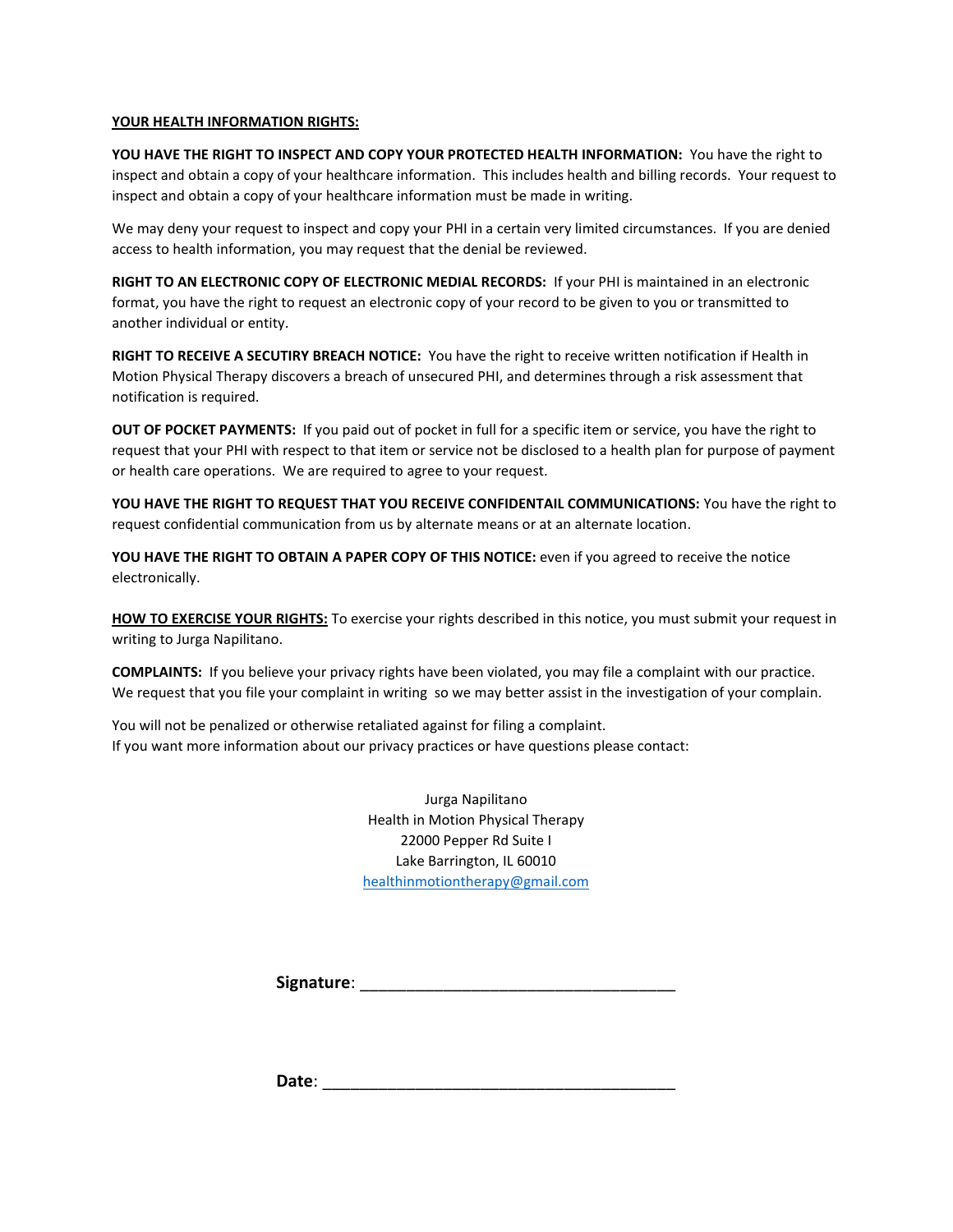**YOUR HEALTH INFORMATION RIGHTS:**

**YOU HAVE THE RIGHT TO INSPECT AND COPY YOUR PROTECTED HEALTH INFORMATION:** You have the right to inspect and obtain a copy of your healthcare information. This includes health and billing records. Your request to inspect and obtain a copy of your healthcare information must be made in writing.

We may deny your request to inspect and copy your PHI in a certain very limited circumstances. If you are denied access to health information, you may request that the denial be reviewed.

**RIGHT TO AN ELECTRONIC COPY OF ELECTRONIC MEDIAL RECORDS:** If your PHI is maintained in an electronic format, you have the right to request an electronic copy of your record to be given to you or transmitted to another individual or entity.

**RIGHT TO RECEIVE A SECUTIRY BREACH NOTICE:** You have the right to receive written notification if Health in Motion Physical Therapy discovers a breach of unsecured PHI, and determines through a risk assessment that notification is required.

**OUT OF POCKET PAYMENTS:** If you paid out of pocket in full for a specific item or service, you have the right to request that your PHI with respect to that item or service not be disclosed to a health plan for purpose of payment or health care operations. We are required to agree to your request.

**YOU HAVE THE RIGHT TO REQUEST THAT YOU RECEIVE CONFIDENTAIL COMMUNICATIONS:** You have the right to request confidential communication from us by alternate means or at an alternate location.

**YOU HAVE THE RIGHT TO OBTAIN A PAPER COPY OF THIS NOTICE:** even if you agreed to receive the notice electronically.

**HOW TO EXERCISE YOUR RIGHTS:** To exercise your rights described in this notice, you must submit your request in writing to Jurga Napilitano.

**COMPLAINTS:** If you believe your privacy rights have been violated, you may file a complaint with our practice. We request that you file your complaint in writing so we may better assist in the investigation of your complain.

You will not be penalized or otherwise retaliated against for filing a complaint.
If you want more information about our privacy practices or have questions please contact:

Jurga Napilitano
Health in Motion Physical Therapy
22000 Pepper Rd Suite I
Lake Barrington, IL 60010
healthinmotiontherapy@gmail.com

**Signature**: ___________________________________

**Date**: _______________________________________